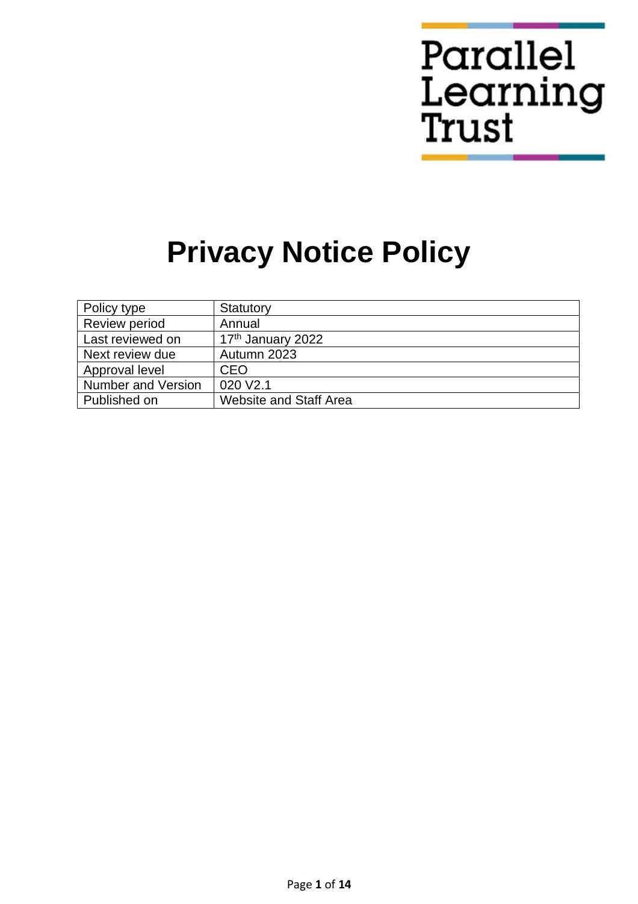Parallel Learning Trust

# Privacy Notice Policy

| Policy type | Statutory |
|---|---|
| Review period | Annual |
| Last reviewed on | 17th January 2022 |
| Next review due | Autumn 2023 |
| Approval level | CEO |
| Number and Version | 020 V2.1 |
| Published on | Website and Staff Area |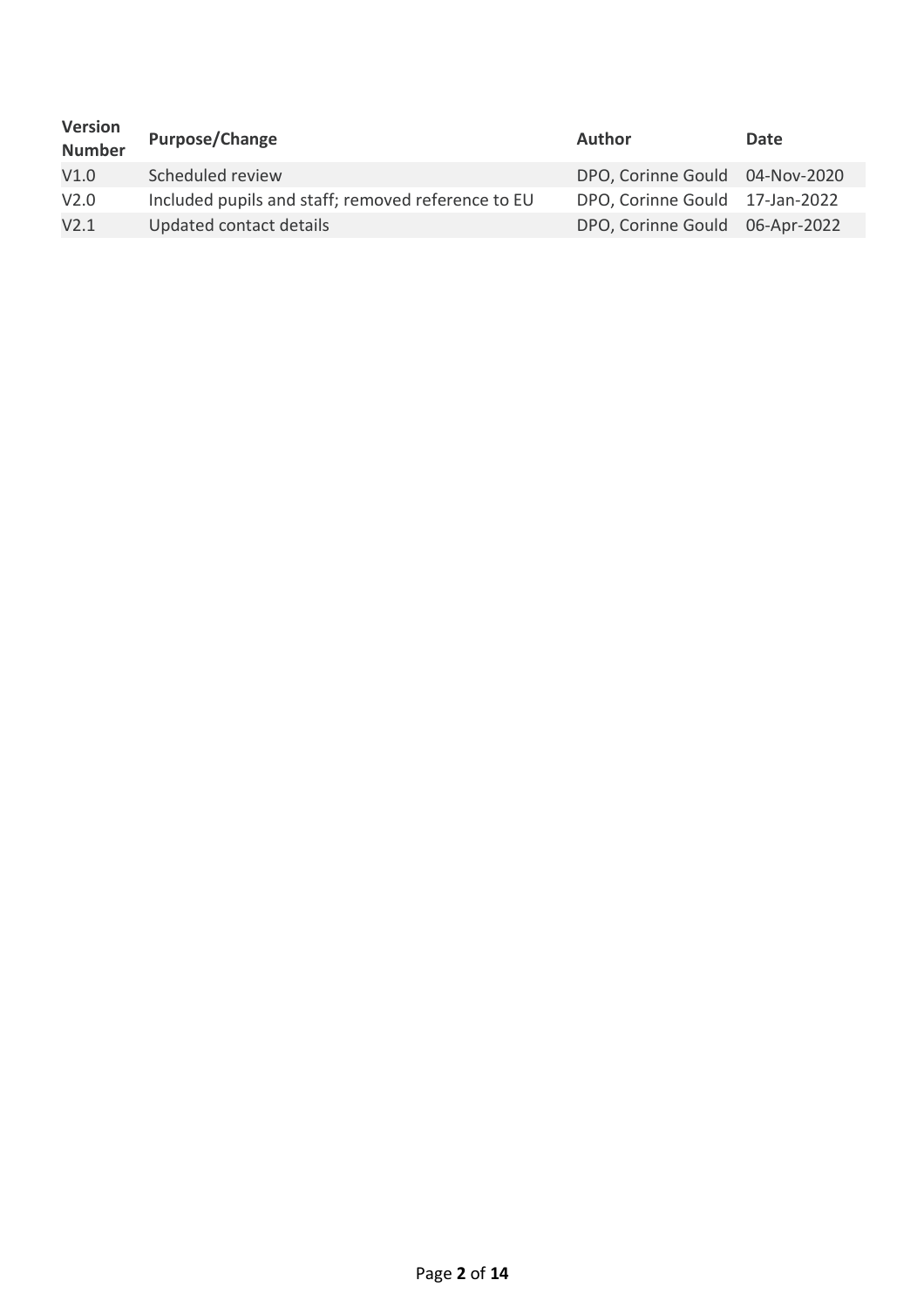| Version Number | Purpose/Change | Author | Date |
| --- | --- | --- | --- |
| V1.0 | Scheduled review | DPO, Corinne Gould | 04-Nov-2020 |
| V2.0 | Included pupils and staff; removed reference to EU | DPO, Corinne Gould | 17-Jan-2022 |
| V2.1 | Updated contact details | DPO, Corinne Gould | 06-Apr-2022 |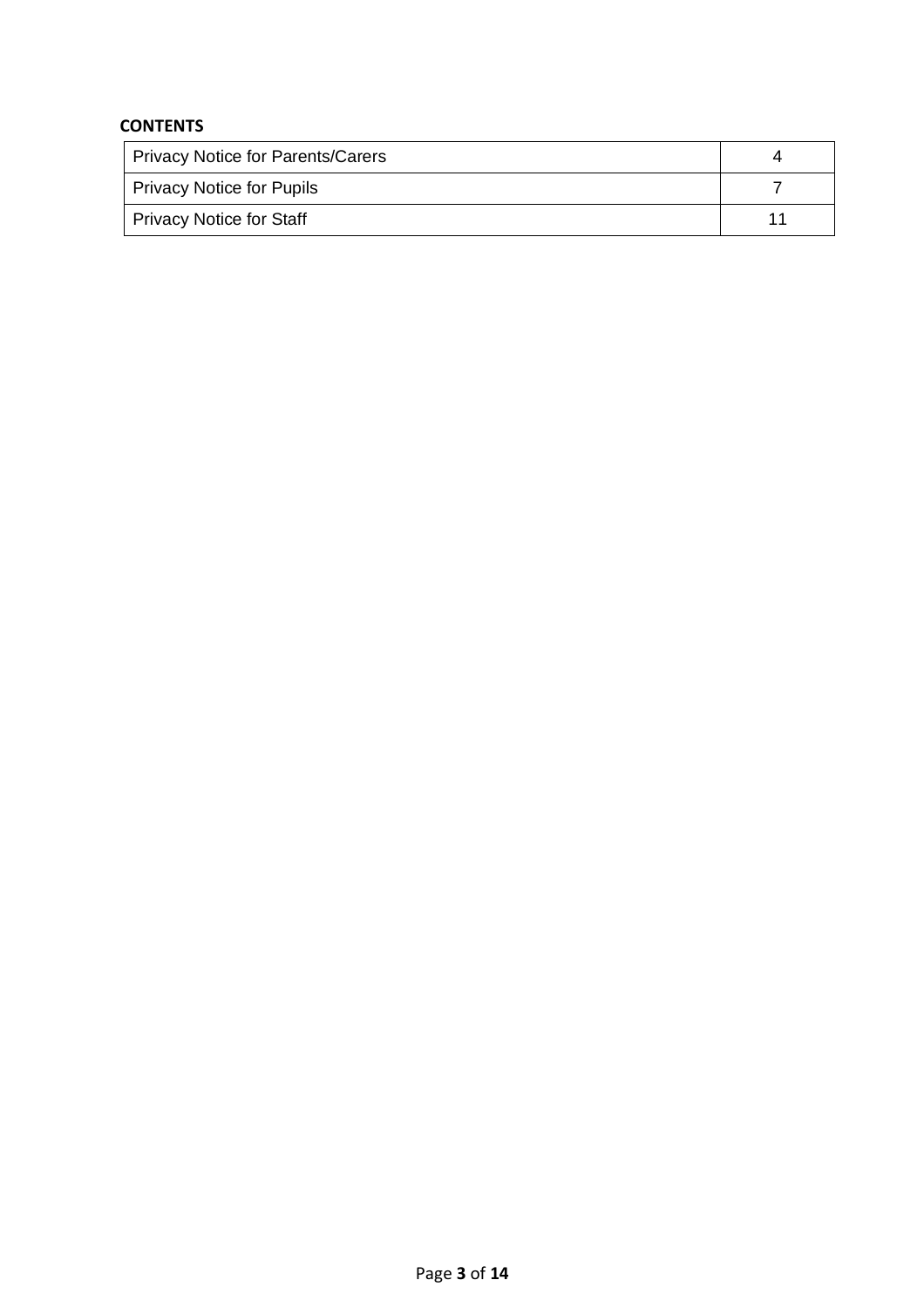**CONTENTS**

| | |
|---|---|
| Privacy Notice for Parents/Carers | 4 |
| Privacy Notice for Pupils | 7 |
| Privacy Notice for Staff | 11 |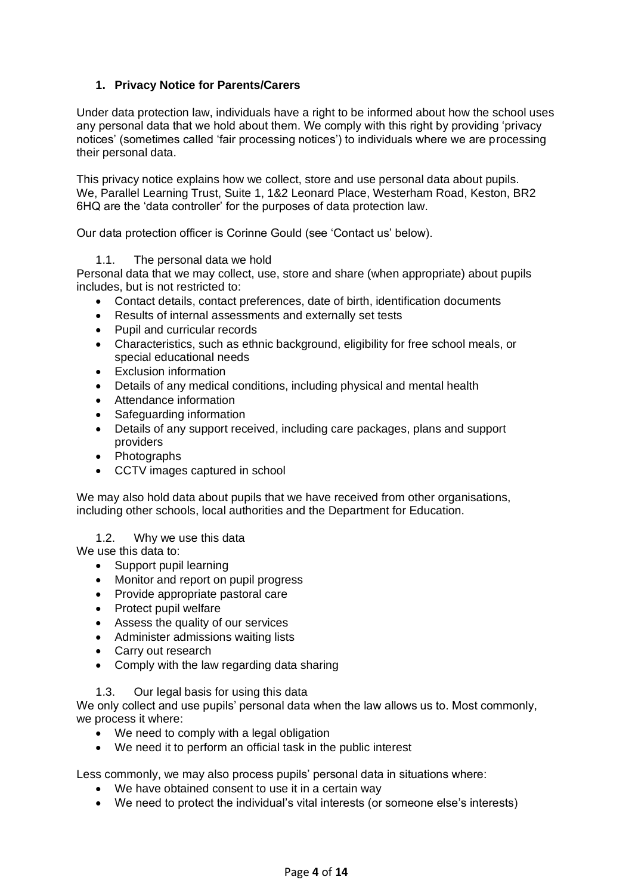## 1. Privacy Notice for Parents/Carers

Under data protection law, individuals have a right to be informed about how the school uses any personal data that we hold about them. We comply with this right by providing 'privacy notices' (sometimes called 'fair processing notices') to individuals where we are processing their personal data.

This privacy notice explains how we collect, store and use personal data about pupils. We, Parallel Learning Trust, Suite 1, 1&2 Leonard Place, Westerham Road, Keston, BR2 6HQ are the 'data controller' for the purposes of data protection law.

Our data protection officer is Corinne Gould (see 'Contact us' below).

### 1.1. The personal data we hold

Personal data that we may collect, use, store and share (when appropriate) about pupils includes, but is not restricted to:

- Contact details, contact preferences, date of birth, identification documents
- Results of internal assessments and externally set tests
- Pupil and curricular records
- Characteristics, such as ethnic background, eligibility for free school meals, or special educational needs
- Exclusion information
- Details of any medical conditions, including physical and mental health
- Attendance information
- Safeguarding information
- Details of any support received, including care packages, plans and support providers
- Photographs
- CCTV images captured in school

We may also hold data about pupils that we have received from other organisations, including other schools, local authorities and the Department for Education.

### 1.2. Why we use this data

We use this data to:

- Support pupil learning
- Monitor and report on pupil progress
- Provide appropriate pastoral care
- Protect pupil welfare
- Assess the quality of our services
- Administer admissions waiting lists
- Carry out research
- Comply with the law regarding data sharing

### 1.3. Our legal basis for using this data

We only collect and use pupils' personal data when the law allows us to. Most commonly, we process it where:

- We need to comply with a legal obligation
- We need it to perform an official task in the public interest

Less commonly, we may also process pupils' personal data in situations where:

- We have obtained consent to use it in a certain way
- We need to protect the individual's vital interests (or someone else's interests)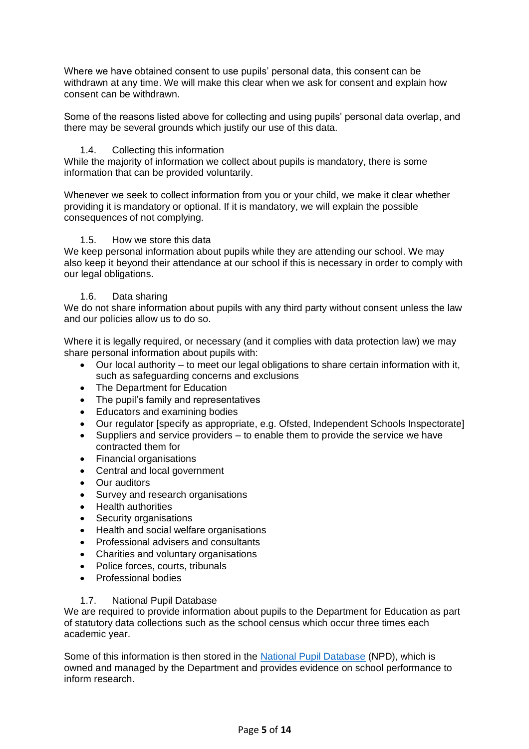Where we have obtained consent to use pupils' personal data, this consent can be withdrawn at any time. We will make this clear when we ask for consent and explain how consent can be withdrawn.

Some of the reasons listed above for collecting and using pupils' personal data overlap, and there may be several grounds which justify our use of this data.

### 1.4. Collecting this information

While the majority of information we collect about pupils is mandatory, there is some information that can be provided voluntarily.

Whenever we seek to collect information from you or your child, we make it clear whether providing it is mandatory or optional. If it is mandatory, we will explain the possible consequences of not complying.

### 1.5. How we store this data

We keep personal information about pupils while they are attending our school. We may also keep it beyond their attendance at our school if this is necessary in order to comply with our legal obligations.

### 1.6. Data sharing

We do not share information about pupils with any third party without consent unless the law and our policies allow us to do so.

Where it is legally required, or necessary (and it complies with data protection law) we may share personal information about pupils with:

- Our local authority – to meet our legal obligations to share certain information with it, such as safeguarding concerns and exclusions
- The Department for Education
- The pupil's family and representatives
- Educators and examining bodies
- Our regulator [specify as appropriate, e.g. Ofsted, Independent Schools Inspectorate]
- Suppliers and service providers – to enable them to provide the service we have contracted them for
- Financial organisations
- Central and local government
- Our auditors
- Survey and research organisations
- Health authorities
- Security organisations
- Health and social welfare organisations
- Professional advisers and consultants
- Charities and voluntary organisations
- Police forces, courts, tribunals
- Professional bodies

### 1.7. National Pupil Database

We are required to provide information about pupils to the Department for Education as part of statutory data collections such as the school census which occur three times each academic year.

Some of this information is then stored in the National Pupil Database (NPD), which is owned and managed by the Department and provides evidence on school performance to inform research.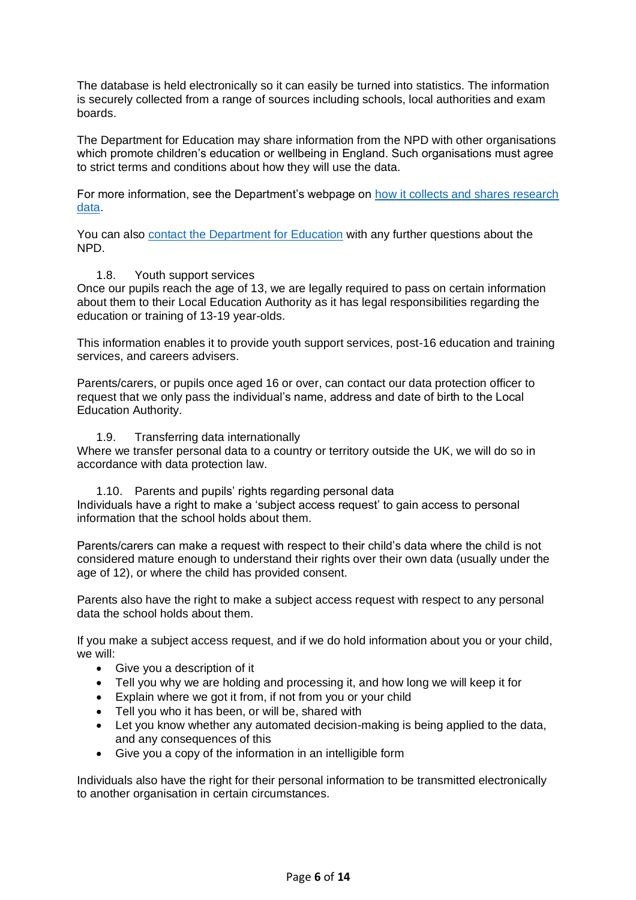The database is held electronically so it can easily be turned into statistics. The information is securely collected from a range of sources including schools, local authorities and exam boards.

The Department for Education may share information from the NPD with other organisations which promote children's education or wellbeing in England. Such organisations must agree to strict terms and conditions about how they will use the data.

For more information, see the Department's webpage on how it collects and shares research data.

You can also contact the Department for Education with any further questions about the NPD.

### 1.8. Youth support services

Once our pupils reach the age of 13, we are legally required to pass on certain information about them to their Local Education Authority as it has legal responsibilities regarding the education or training of 13-19 year-olds.

This information enables it to provide youth support services, post-16 education and training services, and careers advisers.

Parents/carers, or pupils once aged 16 or over, can contact our data protection officer to request that we only pass the individual's name, address and date of birth to the Local Education Authority.

### 1.9. Transferring data internationally

Where we transfer personal data to a country or territory outside the UK, we will do so in accordance with data protection law.

### 1.10. Parents and pupils' rights regarding personal data

Individuals have a right to make a 'subject access request' to gain access to personal information that the school holds about them.

Parents/carers can make a request with respect to their child's data where the child is not considered mature enough to understand their rights over their own data (usually under the age of 12), or where the child has provided consent.

Parents also have the right to make a subject access request with respect to any personal data the school holds about them.

If you make a subject access request, and if we do hold information about you or your child, we will:

- Give you a description of it
- Tell you why we are holding and processing it, and how long we will keep it for
- Explain where we got it from, if not from you or your child
- Tell you who it has been, or will be, shared with
- Let you know whether any automated decision-making is being applied to the data, and any consequences of this
- Give you a copy of the information in an intelligible form

Individuals also have the right for their personal information to be transmitted electronically to another organisation in certain circumstances.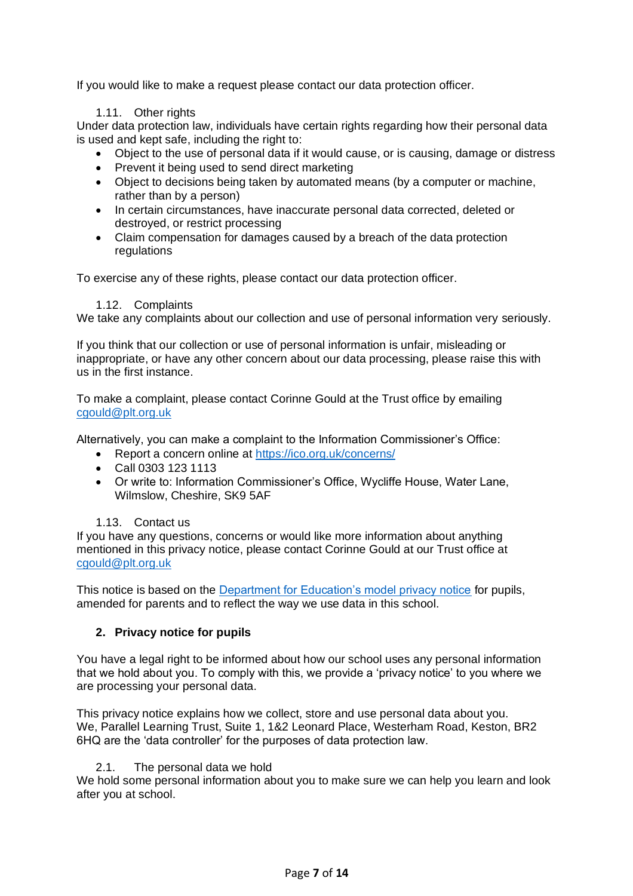If you would like to make a request please contact our data protection officer.

### 1.11. Other rights

Under data protection law, individuals have certain rights regarding how their personal data is used and kept safe, including the right to:

- Object to the use of personal data if it would cause, or is causing, damage or distress
- Prevent it being used to send direct marketing
- Object to decisions being taken by automated means (by a computer or machine, rather than by a person)
- In certain circumstances, have inaccurate personal data corrected, deleted or destroyed, or restrict processing
- Claim compensation for damages caused by a breach of the data protection regulations

To exercise any of these rights, please contact our data protection officer.

### 1.12. Complaints

We take any complaints about our collection and use of personal information very seriously.

If you think that our collection or use of personal information is unfair, misleading or inappropriate, or have any other concern about our data processing, please raise this with us in the first instance.

To make a complaint, please contact Corinne Gould at the Trust office by emailing [cgould@plt.org.uk](mailto:cgould@plt.org.uk)

Alternatively, you can make a complaint to the Information Commissioner's Office:

- Report a concern online at [https://ico.org.uk/concerns/](https://ico.org.uk/concerns/)
- Call 0303 123 1113
- Or write to: Information Commissioner's Office, Wycliffe House, Water Lane, Wilmslow, Cheshire, SK9 5AF

### 1.13. Contact us

If you have any questions, concerns or would like more information about anything mentioned in this privacy notice, please contact Corinne Gould at our Trust office at [cgould@plt.org.uk](mailto:cgould@plt.org.uk)

This notice is based on the [Department for Education's model privacy notice](#) for pupils, amended for parents and to reflect the way we use data in this school.

## 2. Privacy notice for pupils

You have a legal right to be informed about how our school uses any personal information that we hold about you. To comply with this, we provide a 'privacy notice' to you where we are processing your personal data.

This privacy notice explains how we collect, store and use personal data about you. We, Parallel Learning Trust, Suite 1, 1&2 Leonard Place, Westerham Road, Keston, BR2 6HQ are the 'data controller' for the purposes of data protection law.

### 2.1. The personal data we hold

We hold some personal information about you to make sure we can help you learn and look after you at school.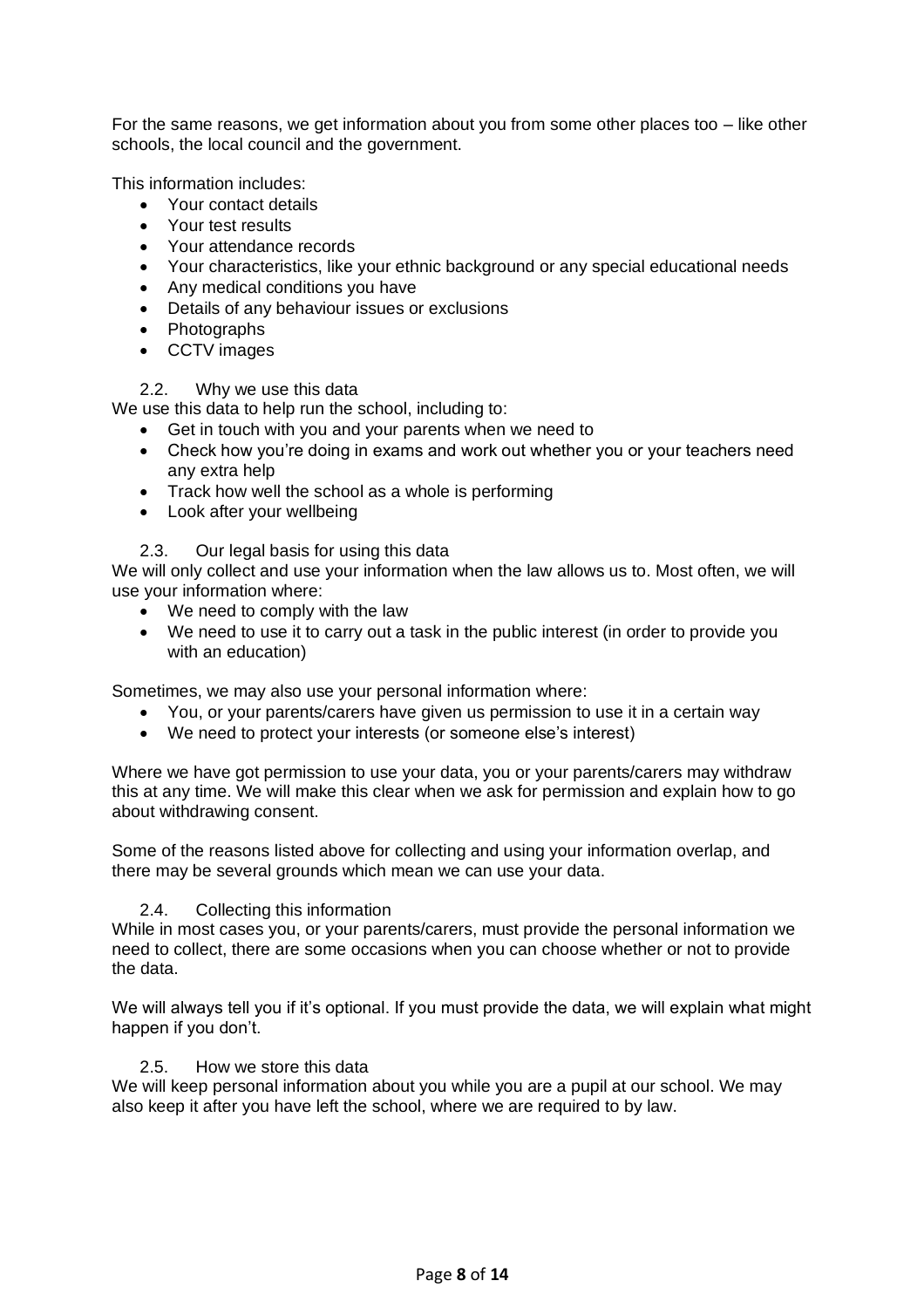For the same reasons, we get information about you from some other places too – like other schools, the local council and the government.

This information includes:

- Your contact details
- Your test results
- Your attendance records
- Your characteristics, like your ethnic background or any special educational needs
- Any medical conditions you have
- Details of any behaviour issues or exclusions
- Photographs
- CCTV images

### 2.2. Why we use this data

We use this data to help run the school, including to:

- Get in touch with you and your parents when we need to
- Check how you're doing in exams and work out whether you or your teachers need any extra help
- Track how well the school as a whole is performing
- Look after your wellbeing

### 2.3. Our legal basis for using this data

We will only collect and use your information when the law allows us to. Most often, we will use your information where:

- We need to comply with the law
- We need to use it to carry out a task in the public interest (in order to provide you with an education)

Sometimes, we may also use your personal information where:

- You, or your parents/carers have given us permission to use it in a certain way
- We need to protect your interests (or someone else's interest)

Where we have got permission to use your data, you or your parents/carers may withdraw this at any time. We will make this clear when we ask for permission and explain how to go about withdrawing consent.

Some of the reasons listed above for collecting and using your information overlap, and there may be several grounds which mean we can use your data.

### 2.4. Collecting this information

While in most cases you, or your parents/carers, must provide the personal information we need to collect, there are some occasions when you can choose whether or not to provide the data.

We will always tell you if it's optional. If you must provide the data, we will explain what might happen if you don't.

### 2.5. How we store this data

We will keep personal information about you while you are a pupil at our school. We may also keep it after you have left the school, where we are required to by law.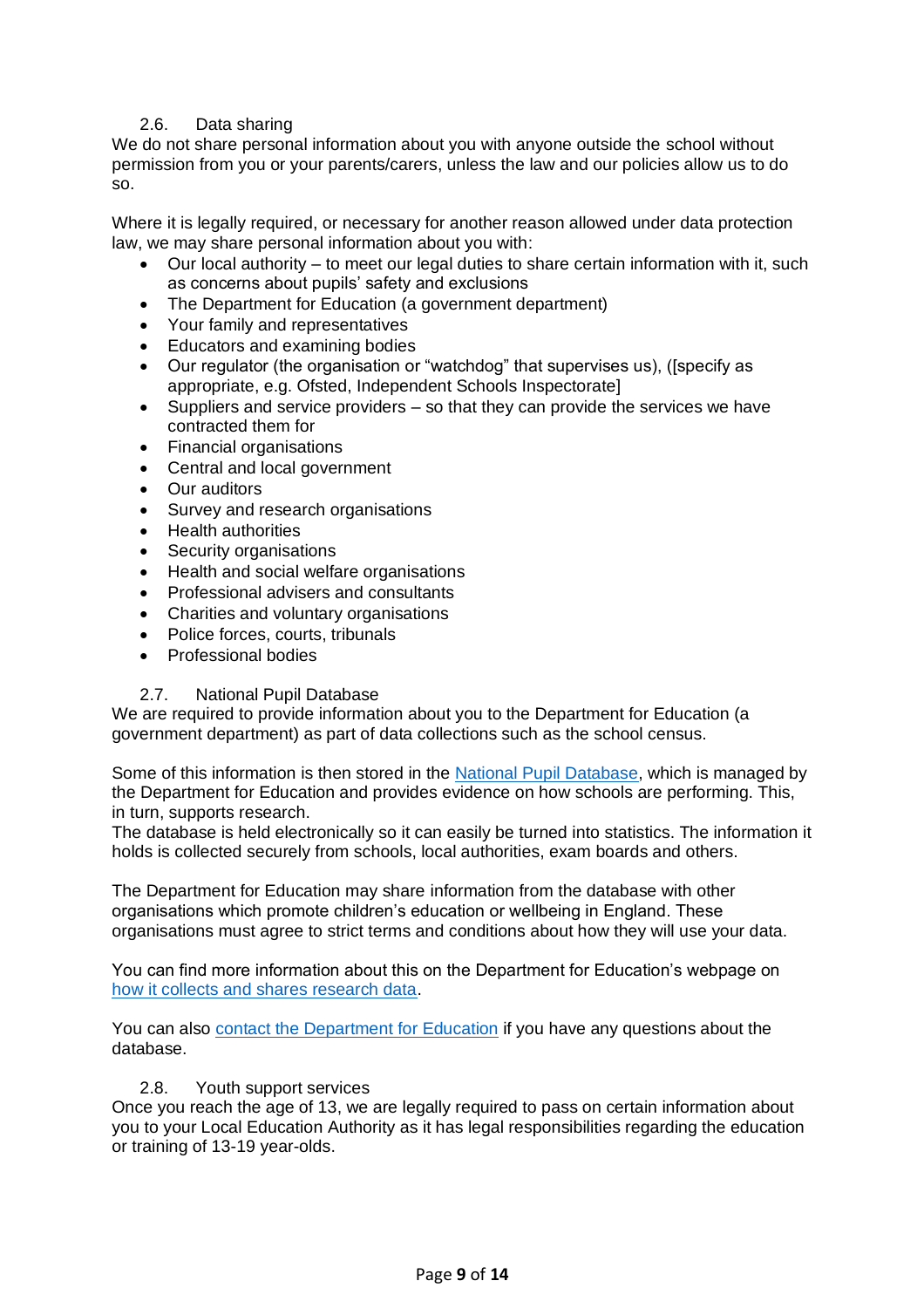### 2.6. Data sharing

We do not share personal information about you with anyone outside the school without permission from you or your parents/carers, unless the law and our policies allow us to do so.

Where it is legally required, or necessary for another reason allowed under data protection law, we may share personal information about you with:

- Our local authority – to meet our legal duties to share certain information with it, such as concerns about pupils' safety and exclusions
- The Department for Education (a government department)
- Your family and representatives
- Educators and examining bodies
- Our regulator (the organisation or "watchdog" that supervises us), ([specify as appropriate, e.g. Ofsted, Independent Schools Inspectorate]
- Suppliers and service providers – so that they can provide the services we have contracted them for
- Financial organisations
- Central and local government
- Our auditors
- Survey and research organisations
- Health authorities
- Security organisations
- Health and social welfare organisations
- Professional advisers and consultants
- Charities and voluntary organisations
- Police forces, courts, tribunals
- Professional bodies

### 2.7. National Pupil Database

We are required to provide information about you to the Department for Education (a government department) as part of data collections such as the school census.

Some of this information is then stored in the National Pupil Database, which is managed by the Department for Education and provides evidence on how schools are performing. This, in turn, supports research.
The database is held electronically so it can easily be turned into statistics. The information it holds is collected securely from schools, local authorities, exam boards and others.

The Department for Education may share information from the database with other organisations which promote children's education or wellbeing in England. These organisations must agree to strict terms and conditions about how they will use your data.

You can find more information about this on the Department for Education's webpage on how it collects and shares research data.

You can also contact the Department for Education if you have any questions about the database.

### 2.8. Youth support services

Once you reach the age of 13, we are legally required to pass on certain information about you to your Local Education Authority as it has legal responsibilities regarding the education or training of 13-19 year-olds.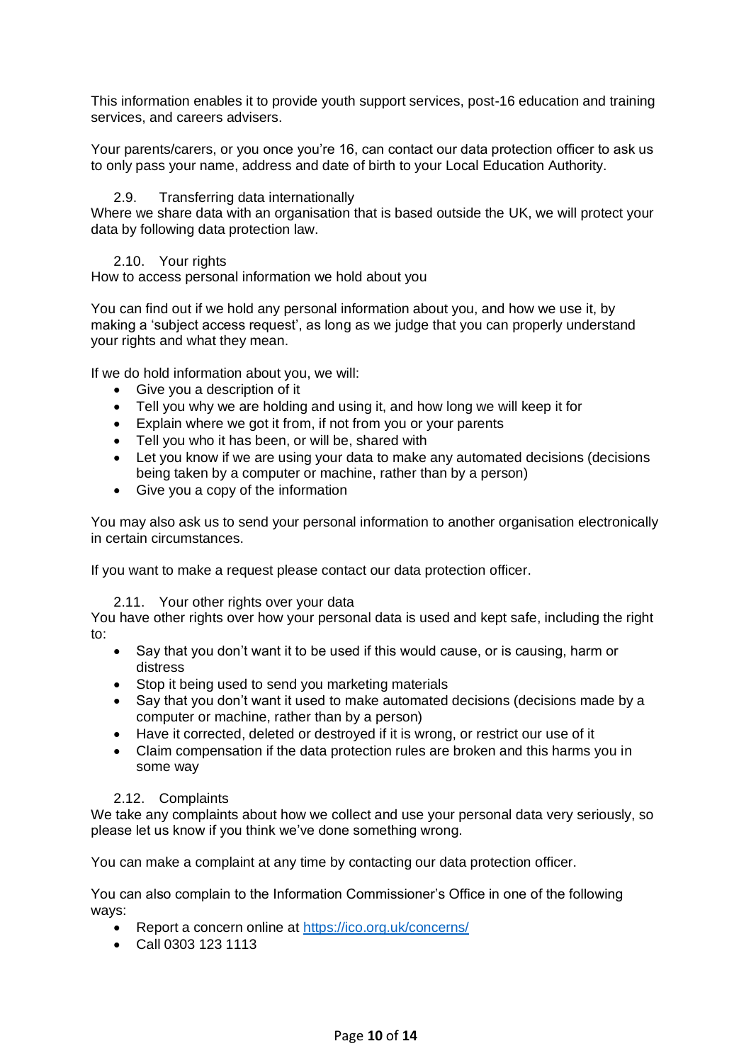This information enables it to provide youth support services, post-16 education and training services, and careers advisers.

Your parents/carers, or you once you're 16, can contact our data protection officer to ask us to only pass your name, address and date of birth to your Local Education Authority.

### 2.9. Transferring data internationally

Where we share data with an organisation that is based outside the UK, we will protect your data by following data protection law.

### 2.10. Your rights

How to access personal information we hold about you

You can find out if we hold any personal information about you, and how we use it, by making a 'subject access request', as long as we judge that you can properly understand your rights and what they mean.

If we do hold information about you, we will:

- Give you a description of it
- Tell you why we are holding and using it, and how long we will keep it for
- Explain where we got it from, if not from you or your parents
- Tell you who it has been, or will be, shared with
- Let you know if we are using your data to make any automated decisions (decisions being taken by a computer or machine, rather than by a person)
- Give you a copy of the information

You may also ask us to send your personal information to another organisation electronically in certain circumstances.

If you want to make a request please contact our data protection officer.

### 2.11. Your other rights over your data

You have other rights over how your personal data is used and kept safe, including the right to:

- Say that you don't want it to be used if this would cause, or is causing, harm or distress
- Stop it being used to send you marketing materials
- Say that you don't want it used to make automated decisions (decisions made by a computer or machine, rather than by a person)
- Have it corrected, deleted or destroyed if it is wrong, or restrict our use of it
- Claim compensation if the data protection rules are broken and this harms you in some way

### 2.12. Complaints

We take any complaints about how we collect and use your personal data very seriously, so please let us know if you think we've done something wrong.

You can make a complaint at any time by contacting our data protection officer.

You can also complain to the Information Commissioner's Office in one of the following ways:

- Report a concern online at [https://ico.org.uk/concerns/](https://ico.org.uk/concerns/)
- Call 0303 123 1113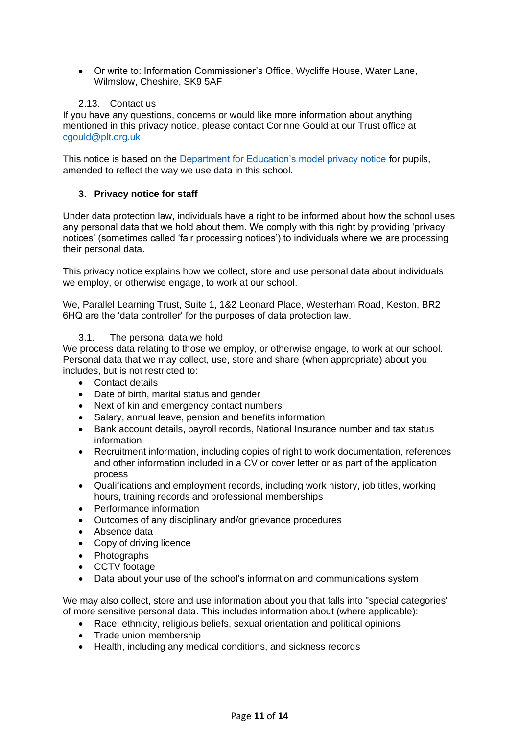- Or write to: Information Commissioner's Office, Wycliffe House, Water Lane, Wilmslow, Cheshire, SK9 5AF

#### 2.13. Contact us

If you have any questions, concerns or would like more information about anything mentioned in this privacy notice, please contact Corinne Gould at our Trust office at cgould@plt.org.uk

This notice is based on the [Department for Education's model privacy notice]() for pupils, amended to reflect the way we use data in this school.

### 3. Privacy notice for staff

Under data protection law, individuals have a right to be informed about how the school uses any personal data that we hold about them. We comply with this right by providing 'privacy notices' (sometimes called 'fair processing notices') to individuals where we are processing their personal data.

This privacy notice explains how we collect, store and use personal data about individuals we employ, or otherwise engage, to work at our school.

We, Parallel Learning Trust, Suite 1, 1&2 Leonard Place, Westerham Road, Keston, BR2 6HQ are the 'data controller' for the purposes of data protection law.

#### 3.1. The personal data we hold

We process data relating to those we employ, or otherwise engage, to work at our school. Personal data that we may collect, use, store and share (when appropriate) about you includes, but is not restricted to:

- Contact details
- Date of birth, marital status and gender
- Next of kin and emergency contact numbers
- Salary, annual leave, pension and benefits information
- Bank account details, payroll records, National Insurance number and tax status information
- Recruitment information, including copies of right to work documentation, references and other information included in a CV or cover letter or as part of the application process
- Qualifications and employment records, including work history, job titles, working hours, training records and professional memberships
- Performance information
- Outcomes of any disciplinary and/or grievance procedures
- Absence data
- Copy of driving licence
- Photographs
- CCTV footage
- Data about your use of the school's information and communications system

We may also collect, store and use information about you that falls into "special categories" of more sensitive personal data. This includes information about (where applicable):

- Race, ethnicity, religious beliefs, sexual orientation and political opinions
- Trade union membership
- Health, including any medical conditions, and sickness records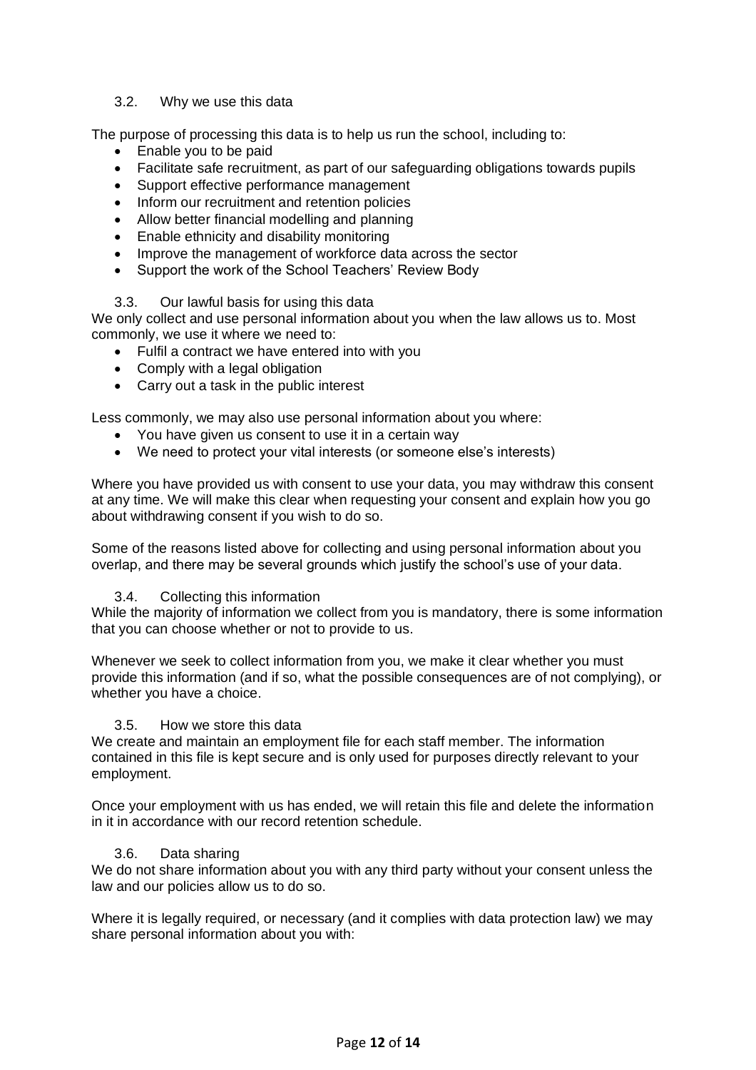### 3.2. Why we use this data

The purpose of processing this data is to help us run the school, including to:

- Enable you to be paid
- Facilitate safe recruitment, as part of our safeguarding obligations towards pupils
- Support effective performance management
- Inform our recruitment and retention policies
- Allow better financial modelling and planning
- Enable ethnicity and disability monitoring
- Improve the management of workforce data across the sector
- Support the work of the School Teachers' Review Body

### 3.3. Our lawful basis for using this data

We only collect and use personal information about you when the law allows us to. Most commonly, we use it where we need to:

- Fulfil a contract we have entered into with you
- Comply with a legal obligation
- Carry out a task in the public interest

Less commonly, we may also use personal information about you where:

- You have given us consent to use it in a certain way
- We need to protect your vital interests (or someone else's interests)

Where you have provided us with consent to use your data, you may withdraw this consent at any time. We will make this clear when requesting your consent and explain how you go about withdrawing consent if you wish to do so.

Some of the reasons listed above for collecting and using personal information about you overlap, and there may be several grounds which justify the school's use of your data.

### 3.4. Collecting this information

While the majority of information we collect from you is mandatory, there is some information that you can choose whether or not to provide to us.

Whenever we seek to collect information from you, we make it clear whether you must provide this information (and if so, what the possible consequences are of not complying), or whether you have a choice.

### 3.5. How we store this data

We create and maintain an employment file for each staff member. The information contained in this file is kept secure and is only used for purposes directly relevant to your employment.

Once your employment with us has ended, we will retain this file and delete the information in it in accordance with our record retention schedule.

### 3.6. Data sharing

We do not share information about you with any third party without your consent unless the law and our policies allow us to do so.

Where it is legally required, or necessary (and it complies with data protection law) we may share personal information about you with: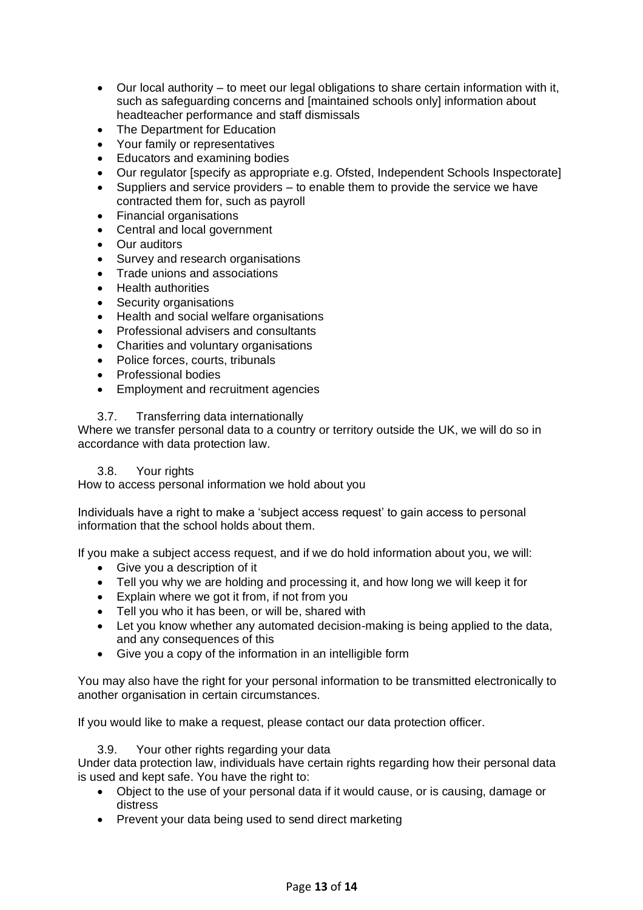- Our local authority – to meet our legal obligations to share certain information with it, such as safeguarding concerns and [maintained schools only] information about headteacher performance and staff dismissals
- The Department for Education
- Your family or representatives
- Educators and examining bodies
- Our regulator [specify as appropriate e.g. Ofsted, Independent Schools Inspectorate]
- Suppliers and service providers – to enable them to provide the service we have contracted them for, such as payroll
- Financial organisations
- Central and local government
- Our auditors
- Survey and research organisations
- Trade unions and associations
- Health authorities
- Security organisations
- Health and social welfare organisations
- Professional advisers and consultants
- Charities and voluntary organisations
- Police forces, courts, tribunals
- Professional bodies
- Employment and recruitment agencies

### 3.7. Transferring data internationally

Where we transfer personal data to a country or territory outside the UK, we will do so in accordance with data protection law.

### 3.8. Your rights

How to access personal information we hold about you

Individuals have a right to make a 'subject access request' to gain access to personal information that the school holds about them.

If you make a subject access request, and if we do hold information about you, we will:

- Give you a description of it
- Tell you why we are holding and processing it, and how long we will keep it for
- Explain where we got it from, if not from you
- Tell you who it has been, or will be, shared with
- Let you know whether any automated decision-making is being applied to the data, and any consequences of this
- Give you a copy of the information in an intelligible form

You may also have the right for your personal information to be transmitted electronically to another organisation in certain circumstances.

If you would like to make a request, please contact our data protection officer.

### 3.9. Your other rights regarding your data

Under data protection law, individuals have certain rights regarding how their personal data is used and kept safe. You have the right to:

- Object to the use of your personal data if it would cause, or is causing, damage or distress
- Prevent your data being used to send direct marketing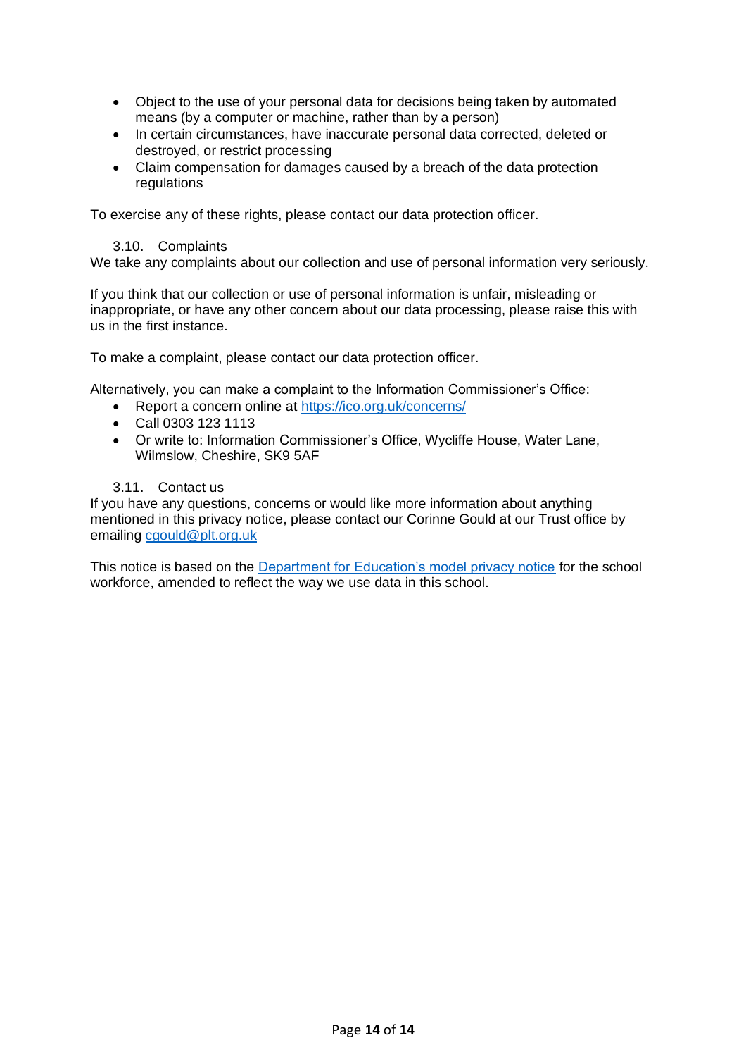- Object to the use of your personal data for decisions being taken by automated means (by a computer or machine, rather than by a person)
- In certain circumstances, have inaccurate personal data corrected, deleted or destroyed, or restrict processing
- Claim compensation for damages caused by a breach of the data protection regulations

To exercise any of these rights, please contact our data protection officer.

### 3.10. Complaints

We take any complaints about our collection and use of personal information very seriously.

If you think that our collection or use of personal information is unfair, misleading or inappropriate, or have any other concern about our data processing, please raise this with us in the first instance.

To make a complaint, please contact our data protection officer.

Alternatively, you can make a complaint to the Information Commissioner's Office:

- Report a concern online at [https://ico.org.uk/concerns/](https://ico.org.uk/concerns/)
- Call 0303 123 1113
- Or write to: Information Commissioner's Office, Wycliffe House, Water Lane, Wilmslow, Cheshire, SK9 5AF

### 3.11. Contact us

If you have any questions, concerns or would like more information about anything mentioned in this privacy notice, please contact our Corinne Gould at our Trust office by emailing [cgould@plt.org.uk](mailto:cgould@plt.org.uk)

This notice is based on the Department for Education's model privacy notice for the school workforce, amended to reflect the way we use data in this school.